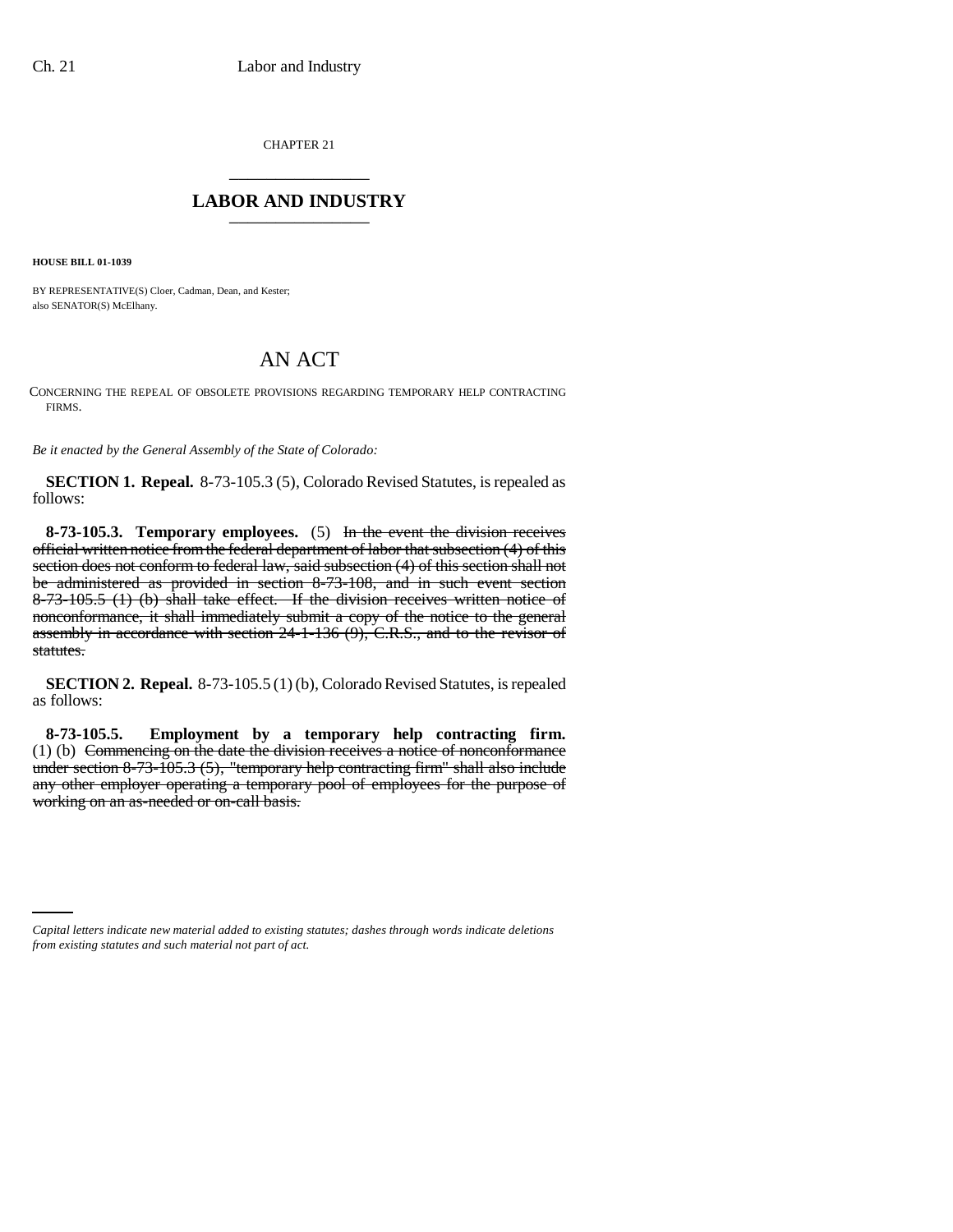CHAPTER 21

# LABOR AND INDUSTRY

**HOUSE BILL 01-1039**

BY REPRESENTATIVE(S) Cloer, Cadman, Dean, and Kester;
also SENATOR(S) McElhany.

## AN ACT

CONCERNING THE REPEAL OF OBSOLETE PROVISIONS REGARDING TEMPORARY HELP CONTRACTING FIRMS.

*Be it enacted by the General Assembly of the State of Colorado:*

**SECTION 1. Repeal.** 8-73-105.3 (5), Colorado Revised Statutes, is repealed as follows:

**8-73-105.3. Temporary employees.** (5) ~~In the event the division receives official written notice from the federal department of labor that subsection (4) of this section does not conform to federal law, said subsection (4) of this section shall not be administered as provided in section 8-73-108, and in such event section 8-73-105.5 (1) (b) shall take effect. If the division receives written notice of nonconformance, it shall immediately submit a copy of the notice to the general assembly in accordance with section 24-1-136 (9), C.R.S., and to the revisor of statutes.~~

**SECTION 2. Repeal.** 8-73-105.5 (1) (b), Colorado Revised Statutes, is repealed as follows:

**8-73-105.5. Employment by a temporary help contracting firm.** (1) (b) ~~Commencing on the date the division receives a notice of nonconformance under section 8-73-105.3 (5), "temporary help contracting firm" shall also include any other employer operating a temporary pool of employees for the purpose of working on an as-needed or on-call basis.~~

*Capital letters indicate new material added to existing statutes; dashes through words indicate deletions from existing statutes and such material not part of act.*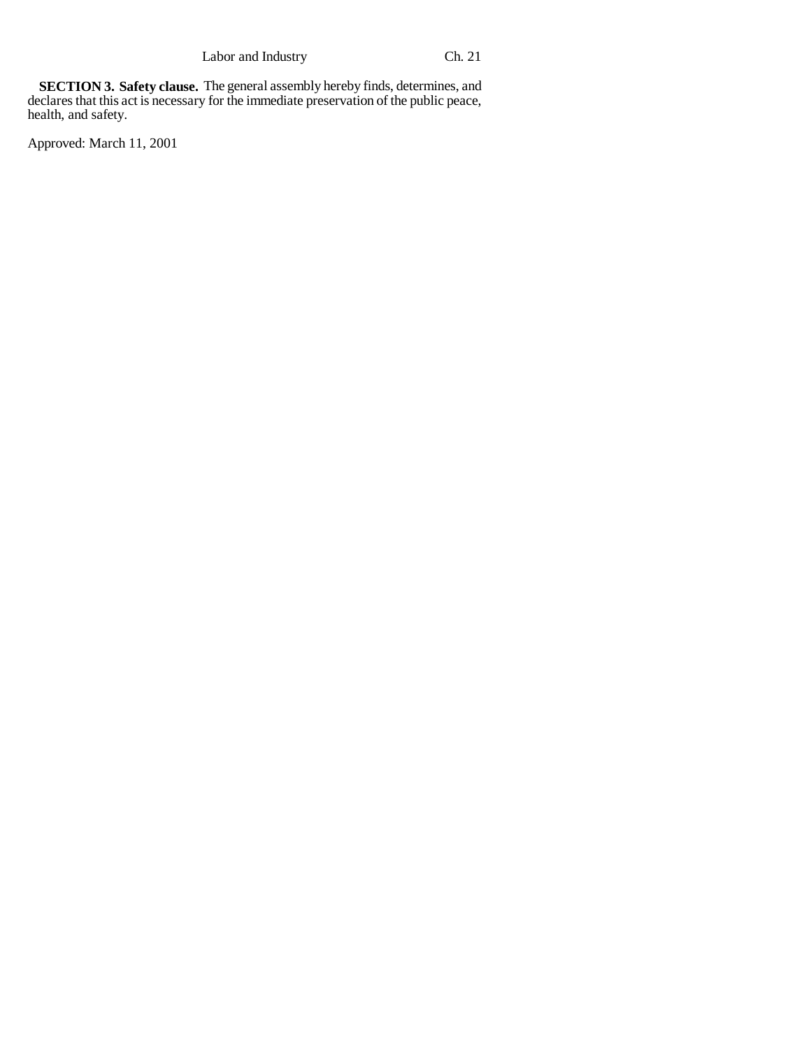**SECTION 3. Safety clause.** The general assembly hereby finds, determines, and declares that this act is necessary for the immediate preservation of the public peace, health, and safety.

Approved: March 11, 2001